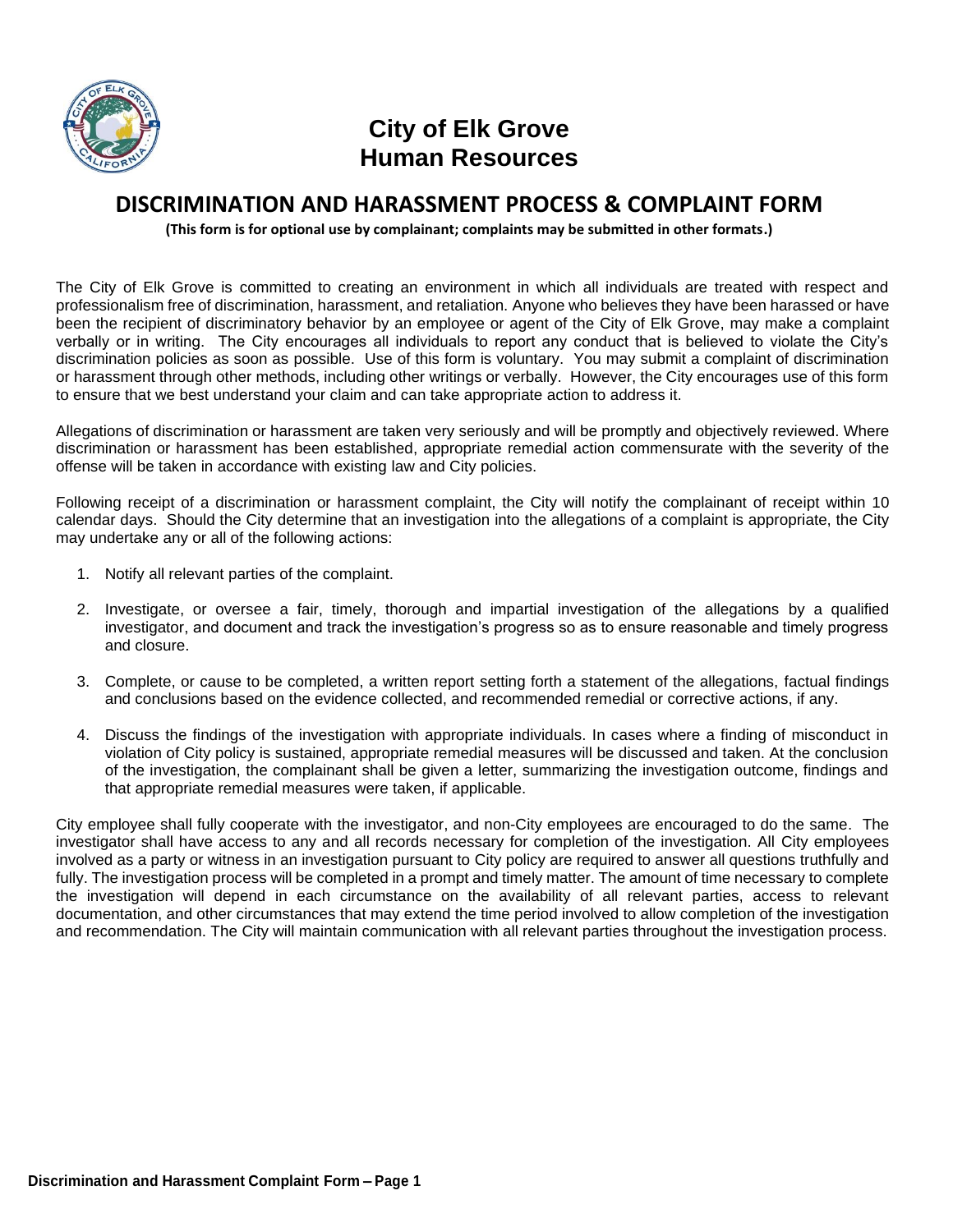# City of Elk Grove
# Human Resources

## DISCRIMINATION AND HARASSMENT PROCESS & COMPLAINT FORM

**(This form is for optional use by complainant; complaints may be submitted in other formats.)**

The City of Elk Grove is committed to creating an environment in which all individuals are treated with respect and professionalism free of discrimination, harassment, and retaliation. Anyone who believes they have been harassed or have been the recipient of discriminatory behavior by an employee or agent of the City of Elk Grove, may make a complaint verbally or in writing. The City encourages all individuals to report any conduct that is believed to violate the City's discrimination policies as soon as possible. Use of this form is voluntary. You may submit a complaint of discrimination or harassment through other methods, including other writings or verbally. However, the City encourages use of this form to ensure that we best understand your claim and can take appropriate action to address it.

Allegations of discrimination or harassment are taken very seriously and will be promptly and objectively reviewed. Where discrimination or harassment has been established, appropriate remedial action commensurate with the severity of the offense will be taken in accordance with existing law and City policies.

Following receipt of a discrimination or harassment complaint, the City will notify the complainant of receipt within 10 calendar days. Should the City determine that an investigation into the allegations of a complaint is appropriate, the City may undertake any or all of the following actions:

1. Notify all relevant parties of the complaint.
2. Investigate, or oversee a fair, timely, thorough and impartial investigation of the allegations by a qualified investigator, and document and track the investigation's progress so as to ensure reasonable and timely progress and closure.
3. Complete, or cause to be completed, a written report setting forth a statement of the allegations, factual findings and conclusions based on the evidence collected, and recommended remedial or corrective actions, if any.
4. Discuss the findings of the investigation with appropriate individuals. In cases where a finding of misconduct in violation of City policy is sustained, appropriate remedial measures will be discussed and taken. At the conclusion of the investigation, the complainant shall be given a letter, summarizing the investigation outcome, findings and that appropriate remedial measures were taken, if applicable.

City employee shall fully cooperate with the investigator, and non-City employees are encouraged to do the same. The investigator shall have access to any and all records necessary for completion of the investigation. All City employees involved as a party or witness in an investigation pursuant to City policy are required to answer all questions truthfully and fully. The investigation process will be completed in a prompt and timely matter. The amount of time necessary to complete the investigation will depend in each circumstance on the availability of all relevant parties, access to relevant documentation, and other circumstances that may extend the time period involved to allow completion of the investigation and recommendation. The City will maintain communication with all relevant parties throughout the investigation process.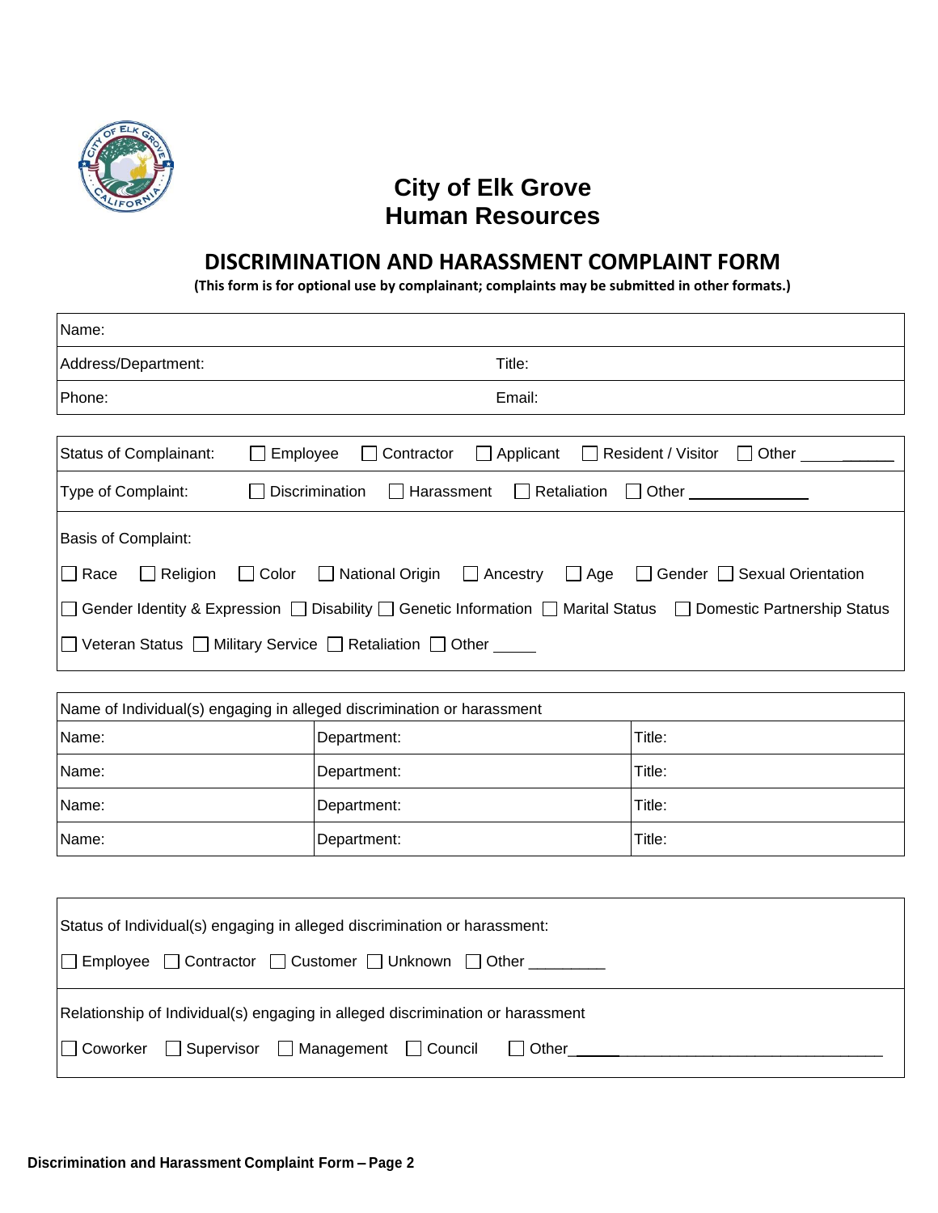# City of Elk Grove
# Human Resources

## DISCRIMINATION AND HARASSMENT COMPLAINT FORM

**(This form is for optional use by complainant; complaints may be submitted in other formats.)**

| Name: | |
|---|---|
| Address/Department: | Title: |
| Phone: | Email: |

Status of Complainant: ☐ Employee ☐ Contractor ☐ Applicant ☐ Resident / Visitor ☐ Other ___________

Type of Complaint: ☐ Discrimination ☐ Harassment ☐ Retaliation ☐ Other ______________

Basis of Complaint:

☐ Race ☐ Religion ☐ Color ☐ National Origin ☐ Ancestry ☐ Age ☐ Gender ☐ Sexual Orientation

☐ Gender Identity & Expression ☐ Disability ☐ Genetic Information ☐ Marital Status ☐ Domestic Partnership Status

☐ Veteran Status ☐ Military Service ☐ Retaliation ☐ Other _____

| Name of Individual(s) engaging in alleged discrimination or harassment | | |
|---|---|---|
| Name: | Department: | Title: |
| Name: | Department: | Title: |
| Name: | Department: | Title: |
| Name: | Department: | Title: |

Status of Individual(s) engaging in alleged discrimination or harassment:

☐ Employee ☐ Contractor ☐ Customer ☐ Unknown ☐ Other _________

Relationship of Individual(s) engaging in alleged discrimination or harassment

☐ Coworker ☐ Supervisor ☐ Management ☐ Council ☐ Other_______________________________________

**Discrimination and Harassment Complaint Form – Page 2**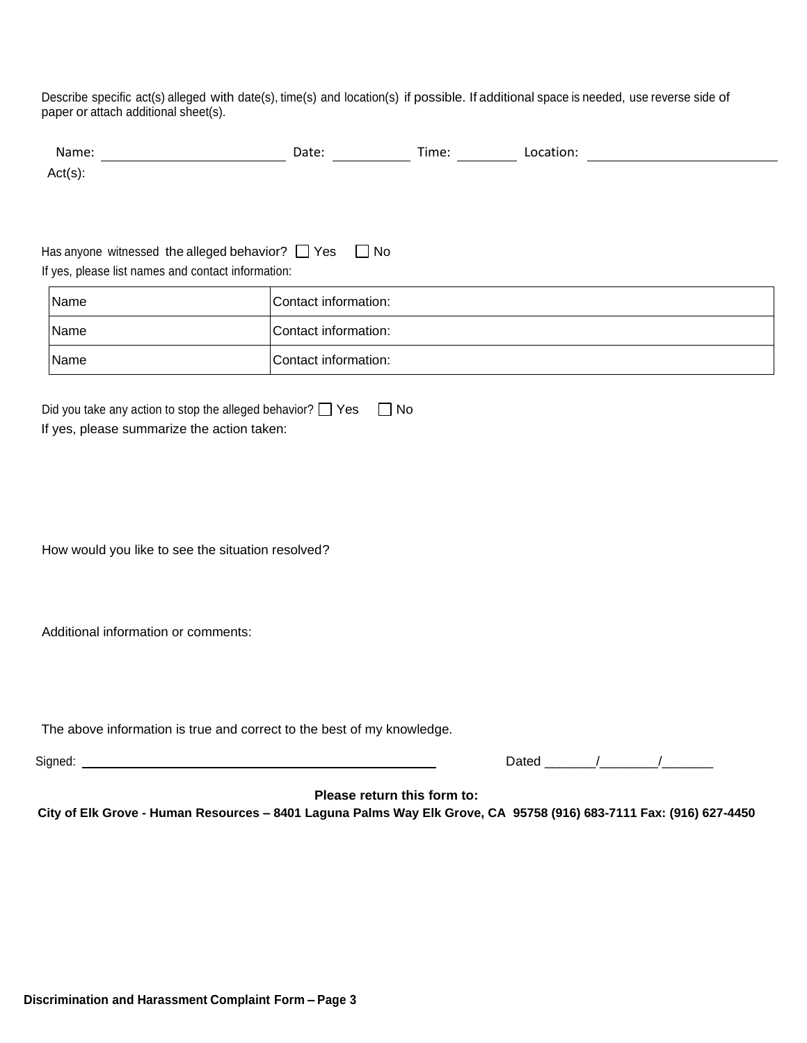Describe specific act(s) alleged with date(s), time(s) and location(s) if possible. If additional space is needed, use reverse side of paper or attach additional sheet(s).

Name: ______________________ Date: __________ Time: ________ Location: ________________________

Act(s):

Has anyone witnessed the alleged behavior? ☐ Yes ☐ No

If yes, please list names and contact information:

| | |
|---|---|
| Name | Contact information: |
| Name | Contact information: |
| Name | Contact information: |

Did you take any action to stop the alleged behavior? ☐ Yes ☐ No

If yes, please summarize the action taken:

How would you like to see the situation resolved?

Additional information or comments:

The above information is true and correct to the best of my knowledge.

Signed: ____________________________________________ Dated _______/________/_______

**Please return this form to:**

**City of Elk Grove - Human Resources – 8401 Laguna Palms Way Elk Grove, CA 95758 (916) 683-7111 Fax: (916) 627-4450**

**Discrimination and Harassment Complaint Form – Page 3**